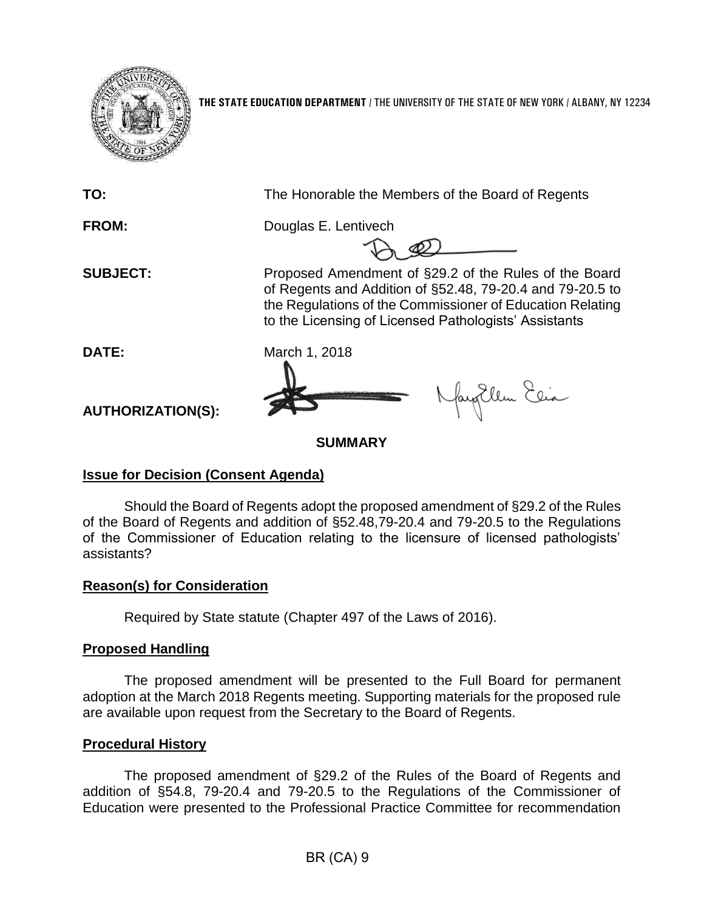**THE STATE EDUCATION DEPARTMENT** / THE UNIVERSITY OF THE STATE OF NEW YORK / ALBANY, NY 12234

**TO:** The Honorable the Members of the Board of Regents

**FROM:** Douglas E. Lentivech

**SUBJECT:** Proposed Amendment of §29.2 of the Rules of the Board of Regents and Addition of §52.48, 79-20.4 and 79-20.5 to the Regulations of the Commissioner of Education Relating to the Licensing of Licensed Pathologists' Assistants

**DATE:** March 1, 2018

**AUTHORIZATION(S):**

## SUMMARY

### Issue for Decision (Consent Agenda)

Should the Board of Regents adopt the proposed amendment of §29.2 of the Rules of the Board of Regents and addition of §52.48,79-20.4 and 79-20.5 to the Regulations of the Commissioner of Education relating to the licensure of licensed pathologists' assistants?

### Reason(s) for Consideration

Required by State statute (Chapter 497 of the Laws of 2016).

### Proposed Handling

The proposed amendment will be presented to the Full Board for permanent adoption at the March 2018 Regents meeting. Supporting materials for the proposed rule are available upon request from the Secretary to the Board of Regents.

### Procedural History

The proposed amendment of §29.2 of the Rules of the Board of Regents and addition of §54.8, 79-20.4 and 79-20.5 to the Regulations of the Commissioner of Education were presented to the Professional Practice Committee for recommendation

BR (CA) 9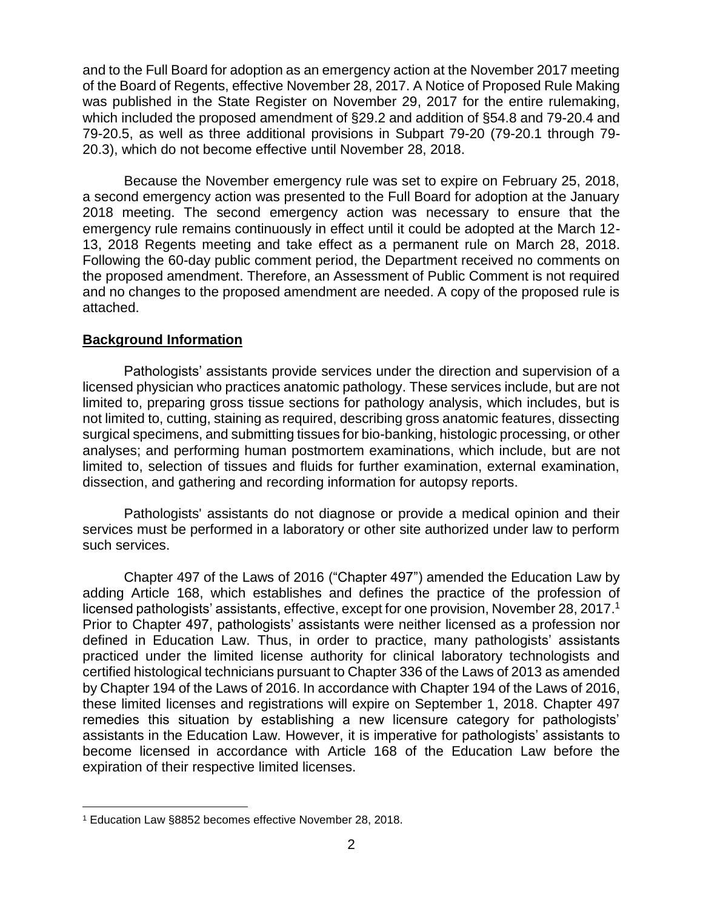and to the Full Board for adoption as an emergency action at the November 2017 meeting of the Board of Regents, effective November 28, 2017. A Notice of Proposed Rule Making was published in the State Register on November 29, 2017 for the entire rulemaking, which included the proposed amendment of §29.2 and addition of §54.8 and 79-20.4 and 79-20.5, as well as three additional provisions in Subpart 79-20 (79-20.1 through 79-20.3), which do not become effective until November 28, 2018.

Because the November emergency rule was set to expire on February 25, 2018, a second emergency action was presented to the Full Board for adoption at the January 2018 meeting. The second emergency action was necessary to ensure that the emergency rule remains continuously in effect until it could be adopted at the March 12-13, 2018 Regents meeting and take effect as a permanent rule on March 28, 2018. Following the 60-day public comment period, the Department received no comments on the proposed amendment. Therefore, an Assessment of Public Comment is not required and no changes to the proposed amendment are needed. A copy of the proposed rule is attached.

## Background Information

Pathologists' assistants provide services under the direction and supervision of a licensed physician who practices anatomic pathology. These services include, but are not limited to, preparing gross tissue sections for pathology analysis, which includes, but is not limited to, cutting, staining as required, describing gross anatomic features, dissecting surgical specimens, and submitting tissues for bio-banking, histologic processing, or other analyses; and performing human postmortem examinations, which include, but are not limited to, selection of tissues and fluids for further examination, external examination, dissection, and gathering and recording information for autopsy reports.

Pathologists' assistants do not diagnose or provide a medical opinion and their services must be performed in a laboratory or other site authorized under law to perform such services.

Chapter 497 of the Laws of 2016 ("Chapter 497") amended the Education Law by adding Article 168, which establishes and defines the practice of the profession of licensed pathologists' assistants, effective, except for one provision, November 28, 2017.[1] Prior to Chapter 497, pathologists' assistants were neither licensed as a profession nor defined in Education Law. Thus, in order to practice, many pathologists' assistants practiced under the limited license authority for clinical laboratory technologists and certified histological technicians pursuant to Chapter 336 of the Laws of 2013 as amended by Chapter 194 of the Laws of 2016. In accordance with Chapter 194 of the Laws of 2016, these limited licenses and registrations will expire on September 1, 2018. Chapter 497 remedies this situation by establishing a new licensure category for pathologists' assistants in the Education Law. However, it is imperative for pathologists' assistants to become licensed in accordance with Article 168 of the Education Law before the expiration of their respective limited licenses.

[1] Education Law §8852 becomes effective November 28, 2018.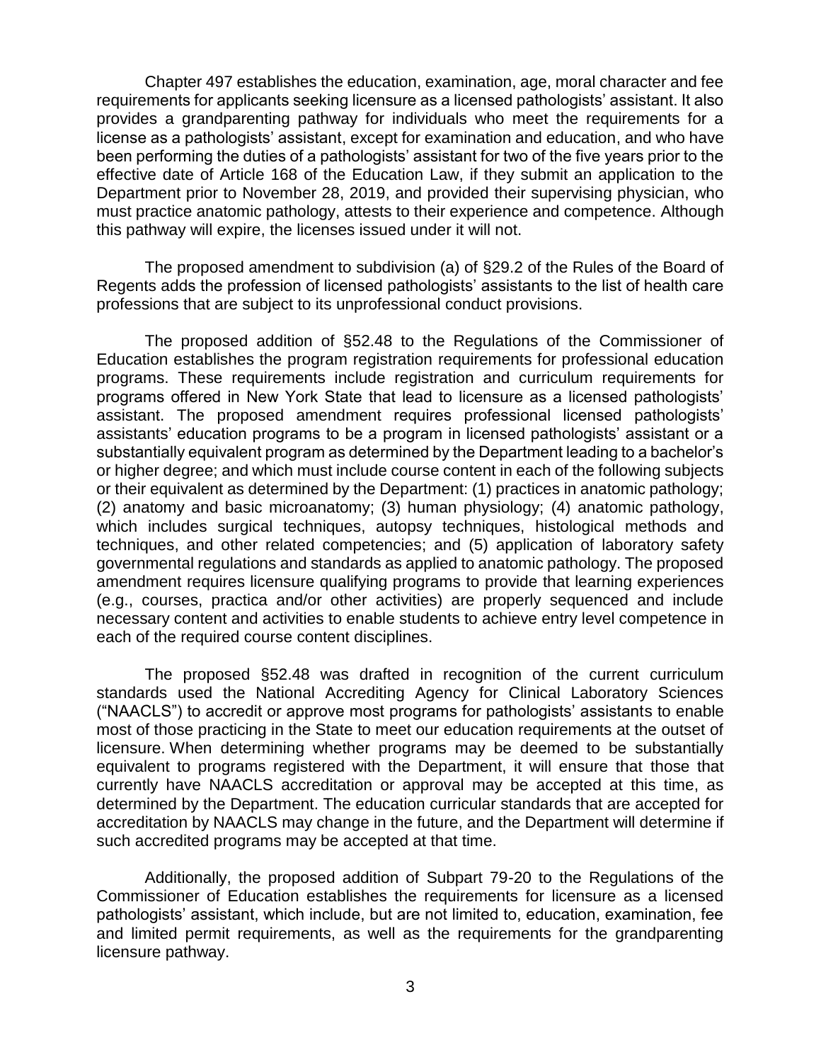Chapter 497 establishes the education, examination, age, moral character and fee requirements for applicants seeking licensure as a licensed pathologists' assistant. It also provides a grandparenting pathway for individuals who meet the requirements for a license as a pathologists' assistant, except for examination and education, and who have been performing the duties of a pathologists' assistant for two of the five years prior to the effective date of Article 168 of the Education Law, if they submit an application to the Department prior to November 28, 2019, and provided their supervising physician, who must practice anatomic pathology, attests to their experience and competence. Although this pathway will expire, the licenses issued under it will not.

The proposed amendment to subdivision (a) of §29.2 of the Rules of the Board of Regents adds the profession of licensed pathologists' assistants to the list of health care professions that are subject to its unprofessional conduct provisions.

The proposed addition of §52.48 to the Regulations of the Commissioner of Education establishes the program registration requirements for professional education programs. These requirements include registration and curriculum requirements for programs offered in New York State that lead to licensure as a licensed pathologists' assistant. The proposed amendment requires professional licensed pathologists' assistants' education programs to be a program in licensed pathologists' assistant or a substantially equivalent program as determined by the Department leading to a bachelor's or higher degree; and which must include course content in each of the following subjects or their equivalent as determined by the Department: (1) practices in anatomic pathology; (2) anatomy and basic microanatomy; (3) human physiology; (4) anatomic pathology, which includes surgical techniques, autopsy techniques, histological methods and techniques, and other related competencies; and (5) application of laboratory safety governmental regulations and standards as applied to anatomic pathology. The proposed amendment requires licensure qualifying programs to provide that learning experiences (e.g., courses, practica and/or other activities) are properly sequenced and include necessary content and activities to enable students to achieve entry level competence in each of the required course content disciplines.

The proposed §52.48 was drafted in recognition of the current curriculum standards used the National Accrediting Agency for Clinical Laboratory Sciences ("NAACLS") to accredit or approve most programs for pathologists' assistants to enable most of those practicing in the State to meet our education requirements at the outset of licensure. When determining whether programs may be deemed to be substantially equivalent to programs registered with the Department, it will ensure that those that currently have NAACLS accreditation or approval may be accepted at this time, as determined by the Department. The education curricular standards that are accepted for accreditation by NAACLS may change in the future, and the Department will determine if such accredited programs may be accepted at that time.

Additionally, the proposed addition of Subpart 79-20 to the Regulations of the Commissioner of Education establishes the requirements for licensure as a licensed pathologists' assistant, which include, but are not limited to, education, examination, fee and limited permit requirements, as well as the requirements for the grandparenting licensure pathway.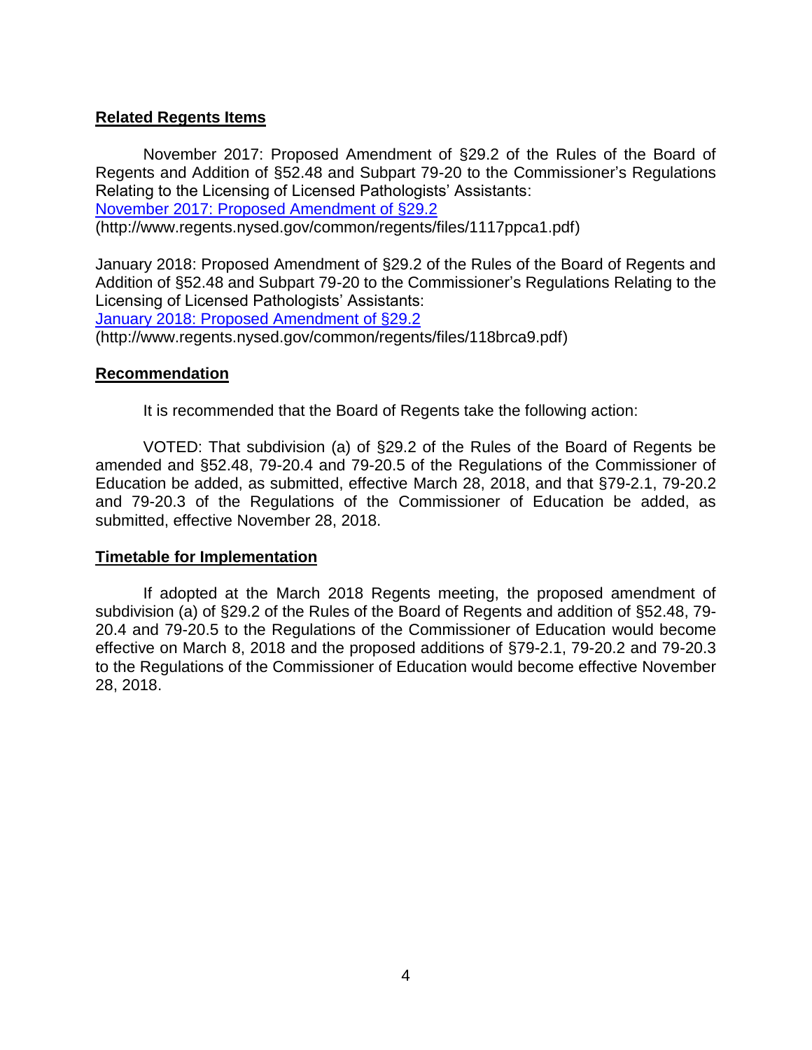**Related Regents Items**

November 2017: Proposed Amendment of §29.2 of the Rules of the Board of Regents and Addition of §52.48 and Subpart 79-20 to the Commissioner's Regulations Relating to the Licensing of Licensed Pathologists' Assistants:
[November 2017: Proposed Amendment of §29.2](http://www.regents.nysed.gov/common/regents/files/1117ppca1.pdf)
(http://www.regents.nysed.gov/common/regents/files/1117ppca1.pdf)

January 2018: Proposed Amendment of §29.2 of the Rules of the Board of Regents and Addition of §52.48 and Subpart 79-20 to the Commissioner's Regulations Relating to the Licensing of Licensed Pathologists' Assistants:
[January 2018: Proposed Amendment of §29.2](http://www.regents.nysed.gov/common/regents/files/118brca9.pdf)
(http://www.regents.nysed.gov/common/regents/files/118brca9.pdf)

**Recommendation**

It is recommended that the Board of Regents take the following action:

VOTED: That subdivision (a) of §29.2 of the Rules of the Board of Regents be amended and §52.48, 79-20.4 and 79-20.5 of the Regulations of the Commissioner of Education be added, as submitted, effective March 28, 2018, and that §79-2.1, 79-20.2 and 79-20.3 of the Regulations of the Commissioner of Education be added, as submitted, effective November 28, 2018.

**Timetable for Implementation**

If adopted at the March 2018 Regents meeting, the proposed amendment of subdivision (a) of §29.2 of the Rules of the Board of Regents and addition of §52.48, 79-20.4 and 79-20.5 to the Regulations of the Commissioner of Education would become effective on March 8, 2018 and the proposed additions of §79-2.1, 79-20.2 and 79-20.3 to the Regulations of the Commissioner of Education would become effective November 28, 2018.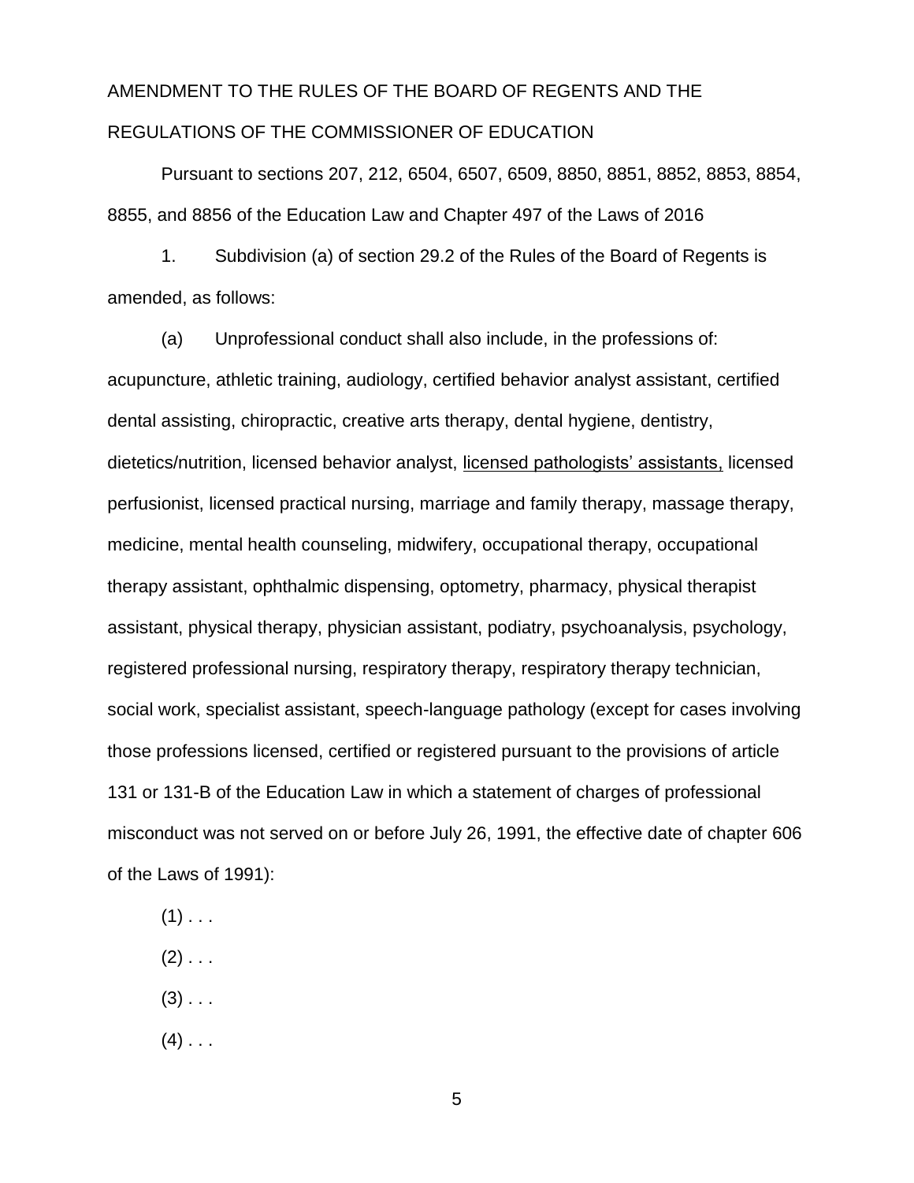AMENDMENT TO THE RULES OF THE BOARD OF REGENTS AND THE REGULATIONS OF THE COMMISSIONER OF EDUCATION

Pursuant to sections 207, 212, 6504, 6507, 6509, 8850, 8851, 8852, 8853, 8854, 8855, and 8856 of the Education Law and Chapter 497 of the Laws of 2016

1. Subdivision (a) of section 29.2 of the Rules of the Board of Regents is amended, as follows:

(a) Unprofessional conduct shall also include, in the professions of: acupuncture, athletic training, audiology, certified behavior analyst assistant, certified dental assisting, chiropractic, creative arts therapy, dental hygiene, dentistry, dietetics/nutrition, licensed behavior analyst, <u>licensed pathologists' assistants,</u> licensed perfusionist, licensed practical nursing, marriage and family therapy, massage therapy, medicine, mental health counseling, midwifery, occupational therapy, occupational therapy assistant, ophthalmic dispensing, optometry, pharmacy, physical therapist assistant, physical therapy, physician assistant, podiatry, psychoanalysis, psychology, registered professional nursing, respiratory therapy, respiratory therapy technician, social work, specialist assistant, speech-language pathology (except for cases involving those professions licensed, certified or registered pursuant to the provisions of article 131 or 131-B of the Education Law in which a statement of charges of professional misconduct was not served on or before July 26, 1991, the effective date of chapter 606 of the Laws of 1991):

(1) . . .

(2) . . .

(3) . . .

(4) . . .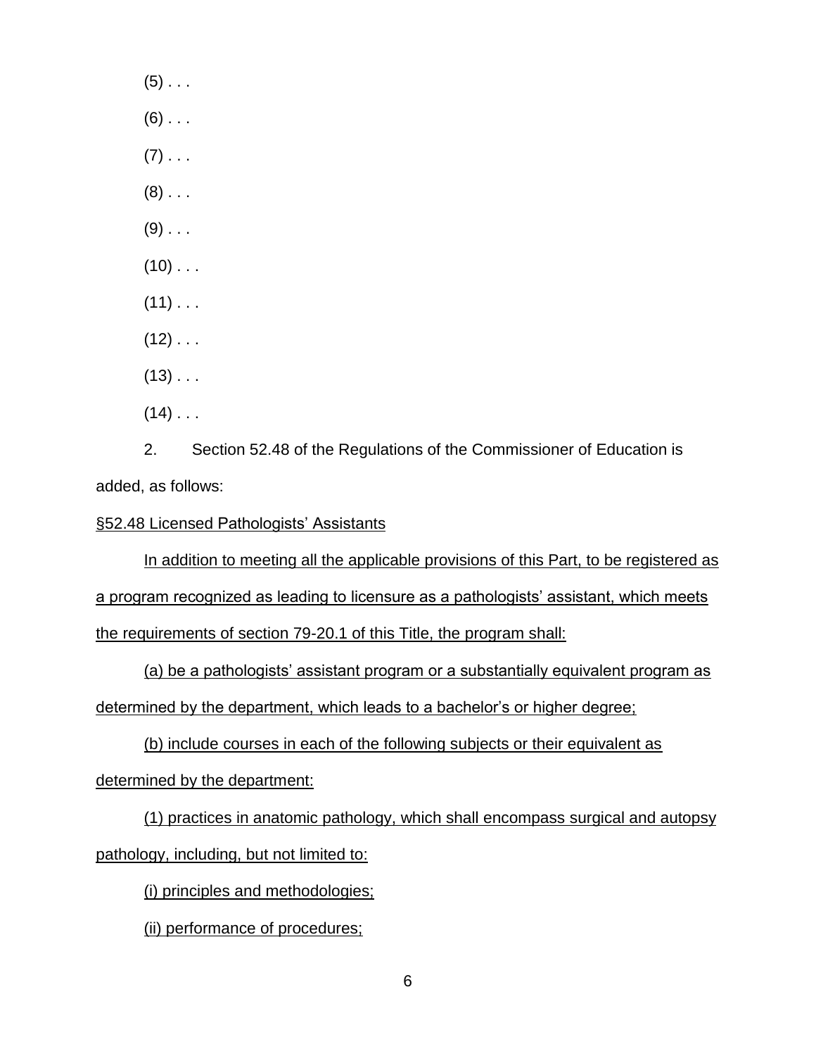(5) . . .

(6) . . .

(7) . . .

(8) . . .

(9) . . .

(10) . . .

(11) . . .

(12) . . .

(13) . . .

(14) . . .

2. Section 52.48 of the Regulations of the Commissioner of Education is added, as follows:

<u>§52.48 Licensed Pathologists' Assistants</u>

<u>In addition to meeting all the applicable provisions of this Part, to be registered as a program recognized as leading to licensure as a pathologists' assistant, which meets the requirements of section 79-20.1 of this Title, the program shall:</u>

<u>(a) be a pathologists' assistant program or a substantially equivalent program as determined by the department, which leads to a bachelor's or higher degree;</u>

<u>(b) include courses in each of the following subjects or their equivalent as determined by the department:</u>

<u>(1) practices in anatomic pathology, which shall encompass surgical and autopsy pathology, including, but not limited to:</u>

<u>(i) principles and methodologies;</u>

<u>(ii) performance of procedures;</u>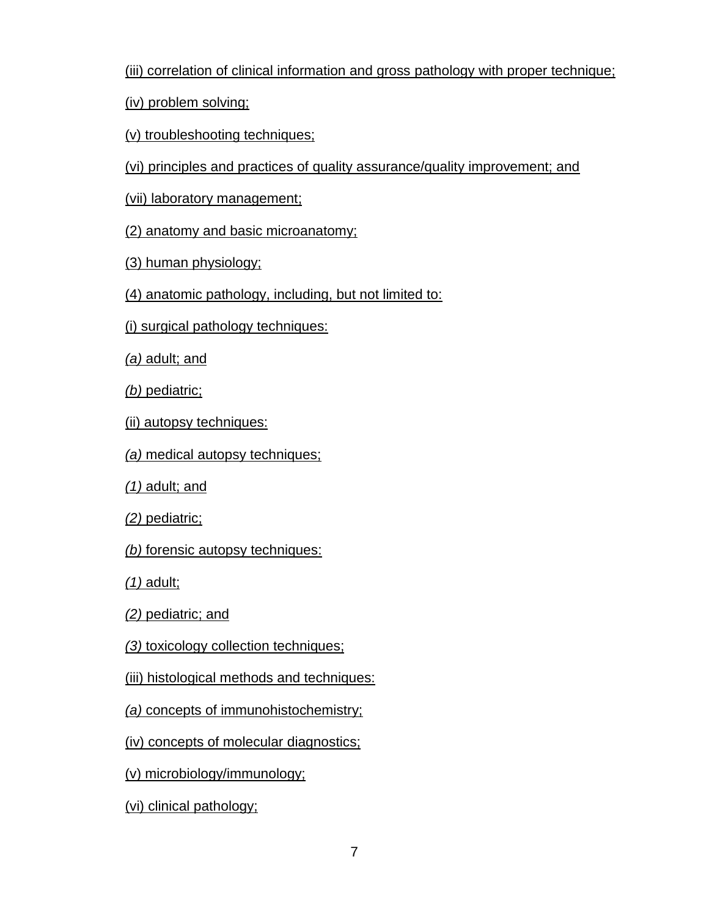(iii) correlation of clinical information and gross pathology with proper technique;

(iv) problem solving;

(v) troubleshooting techniques;

(vi) principles and practices of quality assurance/quality improvement; and

(vii) laboratory management;

(2) anatomy and basic microanatomy;

(3) human physiology;

(4) anatomic pathology, including, but not limited to:

(i) surgical pathology techniques:

*(a)* adult; and

*(b)* pediatric;

(ii) autopsy techniques:

*(a)* medical autopsy techniques;

*(1)* adult; and

*(2)* pediatric;

*(b)* forensic autopsy techniques:

*(1)* adult;

*(2)* pediatric; and

*(3)* toxicology collection techniques;

(iii) histological methods and techniques:

*(a)* concepts of immunohistochemistry;

(iv) concepts of molecular diagnostics;

(v) microbiology/immunology;

(vi) clinical pathology;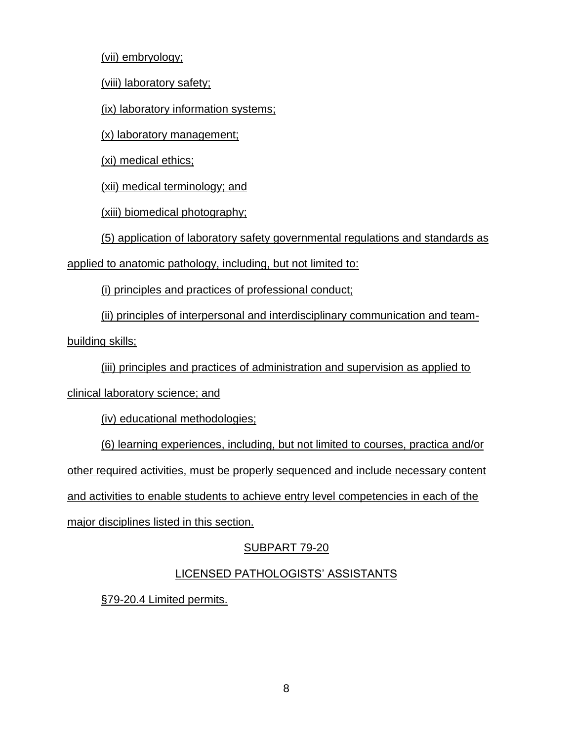(vii) embryology;

(viii) laboratory safety;

(ix) laboratory information systems;

(x) laboratory management;

(xi) medical ethics;

(xii) medical terminology; and

(xiii) biomedical photography;

(5) application of laboratory safety governmental regulations and standards as applied to anatomic pathology, including, but not limited to:

(i) principles and practices of professional conduct;

(ii) principles of interpersonal and interdisciplinary communication and team-building skills;

(iii) principles and practices of administration and supervision as applied to clinical laboratory science; and

(iv) educational methodologies;

(6) learning experiences, including, but not limited to courses, practica and/or other required activities, must be properly sequenced and include necessary content and activities to enable students to achieve entry level competencies in each of the major disciplines listed in this section.

SUBPART 79-20

LICENSED PATHOLOGISTS' ASSISTANTS

§79-20.4 Limited permits.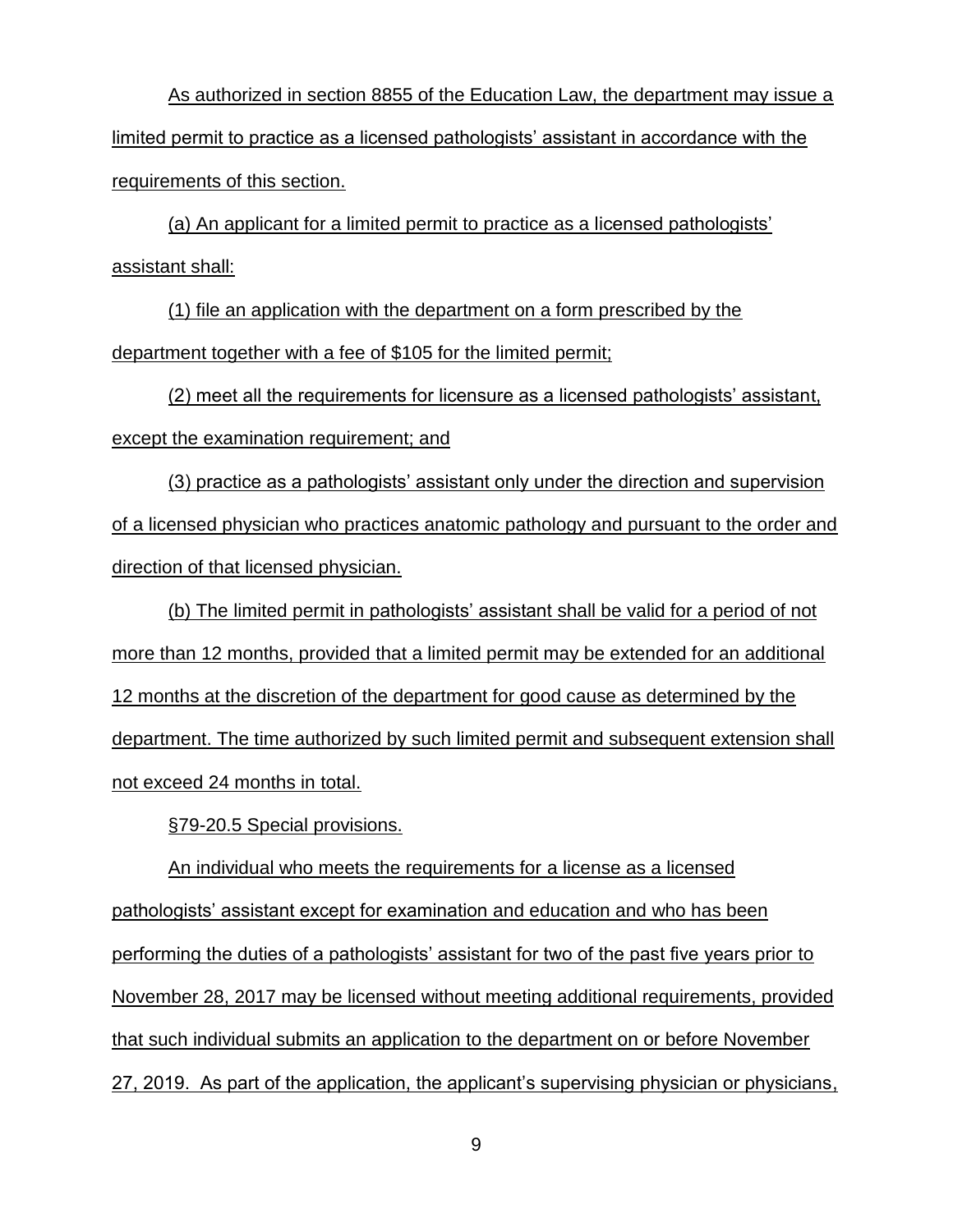As authorized in section 8855 of the Education Law, the department may issue a limited permit to practice as a licensed pathologists' assistant in accordance with the requirements of this section.

(a) An applicant for a limited permit to practice as a licensed pathologists' assistant shall:

(1) file an application with the department on a form prescribed by the department together with a fee of $105 for the limited permit;

(2) meet all the requirements for licensure as a licensed pathologists' assistant, except the examination requirement; and

(3) practice as a pathologists' assistant only under the direction and supervision of a licensed physician who practices anatomic pathology and pursuant to the order and direction of that licensed physician.

(b) The limited permit in pathologists' assistant shall be valid for a period of not more than 12 months, provided that a limited permit may be extended for an additional 12 months at the discretion of the department for good cause as determined by the department. The time authorized by such limited permit and subsequent extension shall not exceed 24 months in total.

§79-20.5 Special provisions.

An individual who meets the requirements for a license as a licensed pathologists' assistant except for examination and education and who has been performing the duties of a pathologists' assistant for two of the past five years prior to November 28, 2017 may be licensed without meeting additional requirements, provided that such individual submits an application to the department on or before November 27, 2019. As part of the application, the applicant's supervising physician or physicians,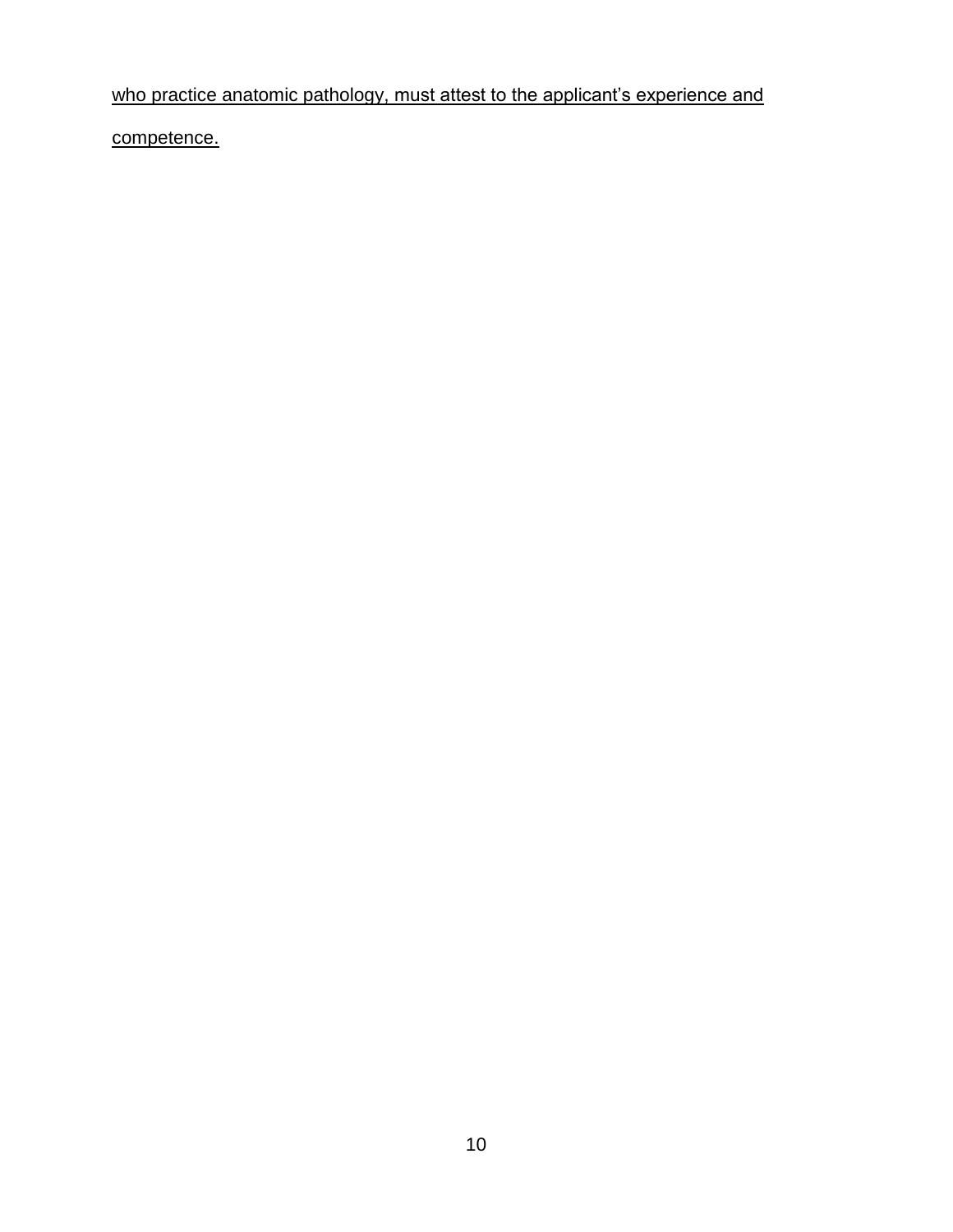<u>who practice anatomic pathology, must attest to the applicant's experience and competence.</u>